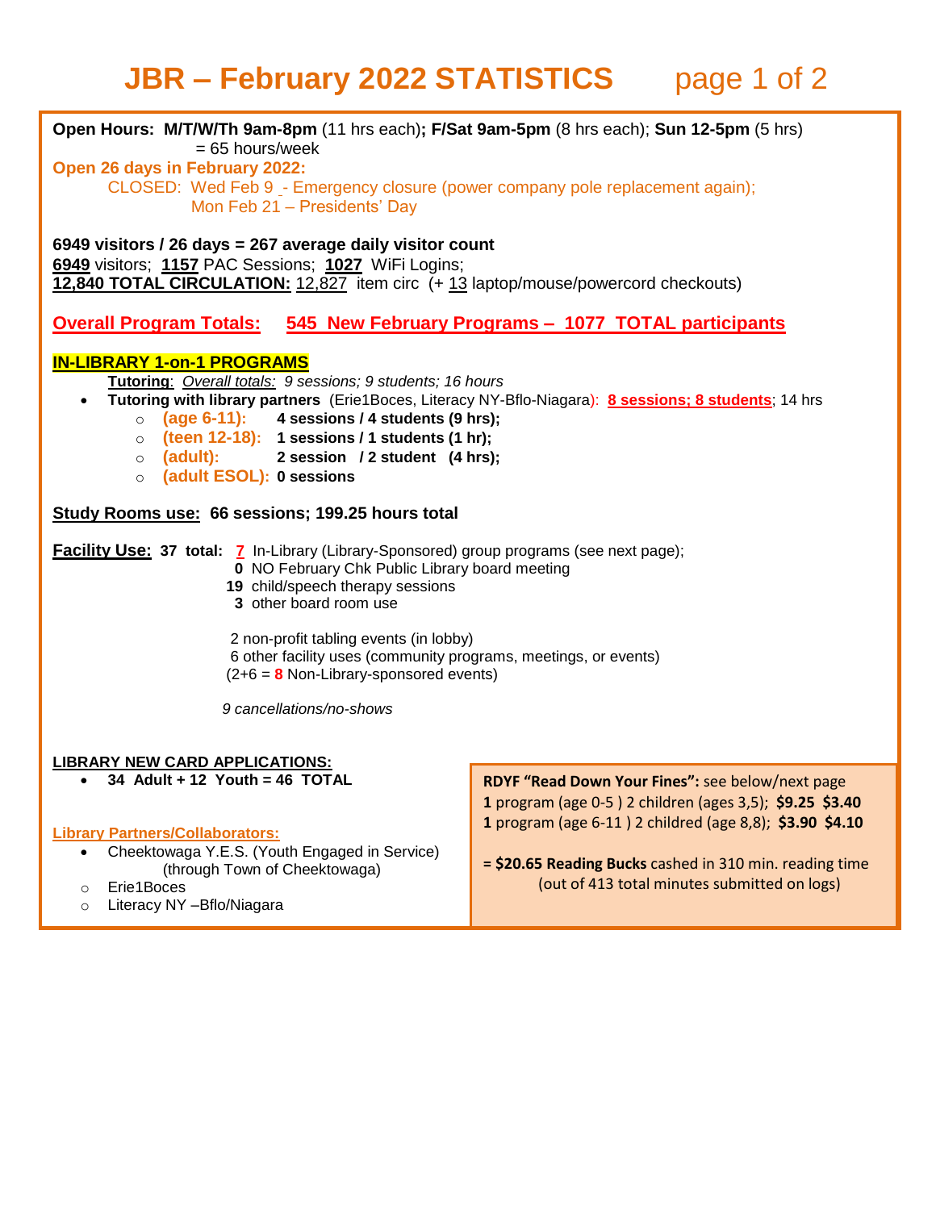# JBR – February 2022 STATISTICS

**Open Hours: M/T/W/Th 9am-8pm** (11 hrs each)**; F/Sat 9am-5pm** (8 hrs each); **Sun 12-5pm** (5 hrs)
= 65 hours/week

**Open 26 days in February 2022:**

CLOSED: Wed Feb 9 - Emergency closure (power company pole replacement again);
Mon Feb 21 – Presidents' Day

**6949 visitors / 26 days = 267 average daily visitor count**

**6949** visitors; **1157** PAC Sessions; **1027** WiFi Logins;

**12,840 TOTAL CIRCULATION:** 12,827 item circ (+ 13 laptop/mouse/powercord checkouts)

**Overall Program Totals: 545 New February Programs – 1077 TOTAL participants**

## IN-LIBRARY 1-on-1 PROGRAMS

**Tutoring**: *Overall totals: 9 sessions; 9 students; 16 hours*

- **Tutoring with library partners** (Erie1Boces, Literacy NY-Bflo-Niagara): **8 sessions; 8 students**; 14 hrs
  - **(age 6-11): 4 sessions / 4 students (9 hrs);**
  - **(teen 12-18): 1 sessions / 1 students (1 hr);**
  - **(adult): 2 session / 2 student (4 hrs);**
  - **(adult ESOL): 0 sessions**

**Study Rooms use: 66 sessions; 199.25 hours total**

**Facility Use: 37 total:**
- **7** In-Library (Library-Sponsored) group programs (see next page);
- **0** NO February Chk Public Library board meeting
- **19** child/speech therapy sessions
- **3** other board room use

- 2 non-profit tabling events (in lobby)
- 6 other facility uses (community programs, meetings, or events)
- (2+6 = **8** Non-Library-sponsored events)

*9 cancellations/no-shows*

**LIBRARY NEW CARD APPLICATIONS:**

- **34 Adult + 12 Youth = 46 TOTAL**

**Library Partners/Collaborators:**

- Cheektowaga Y.E.S. (Youth Engaged in Service) (through Town of Cheektowaga)
  - Erie1Boces
  - Literacy NY –Bflo/Niagara

**RDYF "Read Down Your Fines":** see below/next page

**1** program (age 0-5 ) 2 children (ages 3,5); **$9.25 $3.40**

**1** program (age 6-11 ) 2 childred (age 8,8); **$3.90 $4.10**

**= $20.65 Reading Bucks** cashed in 310 min. reading time (out of 413 total minutes submitted on logs)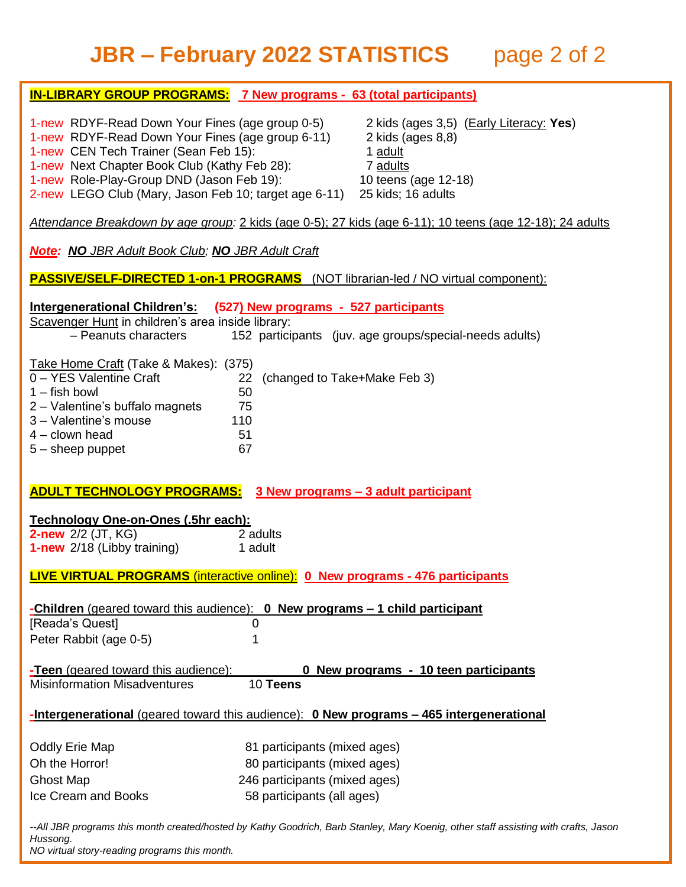# JBR – February 2022 STATISTICS

**IN-LIBRARY GROUP PROGRAMS:** **7 New programs - 63 (total participants)**

| | | |
|---|---|---|
| 1-new | RDYF-Read Down Your Fines (age group 0-5) | 2 kids (ages 3,5) (Early Literacy: **Yes**) |
| 1-new | RDYF-Read Down Your Fines (age group 6-11) | 2 kids (ages 8,8) |
| 1-new | CEN Tech Trainer (Sean Feb 15): | 1 adult |
| 1-new | Next Chapter Book Club (Kathy Feb 28): | 7 adults |
| 1-new | Role-Play-Group DND (Jason Feb 19): | 10 teens (age 12-18) |
| 2-new | LEGO Club (Mary, Jason Feb 10; target age 6-11) | 25 kids; 16 adults |

*Attendance Breakdown by age group:* 2 kids (age 0-5); 27 kids (age 6-11); 10 teens (age 12-18); 24 adults

***Note:*** ***NO** JBR Adult Book Club; **NO** JBR Adult Craft*

**PASSIVE/SELF-DIRECTED 1-on-1 PROGRAMS** (NOT librarian-led / NO virtual component):

**Intergenerational Children's:** **(527) New programs - 527 participants**

Scavenger Hunt in children's area inside library:
– Peanuts characters 152 participants (juv. age groups/special-needs adults)

Take Home Craft (Take & Makes): (375)

| | | |
|---|---|---|
| 0 – YES Valentine Craft | 22 | (changed to Take+Make Feb 3) |
| 1 – fish bowl | 50 | |
| 2 – Valentine's buffalo magnets | 75 | |
| 3 – Valentine's mouse | 110 | |
| 4 – clown head | 51 | |
| 5 – sheep puppet | 67 | |

**ADULT TECHNOLOGY PROGRAMS:** **3 New programs – 3 adult participant**

**Technology One-on-Ones (.5hr each):**

| | |
|---|---|
| **2-new** 2/2 (JT, KG) | 2 adults |
| **1-new** 2/18 (Libby training) | 1 adult |

**LIVE VIRTUAL PROGRAMS** (interactive online): **0 New programs - 476 participants**

**-Children** (geared toward this audience): **0 New programs – 1 child participant**

| | |
|---|---|
| [Reada's Quest] | 0 |
| Peter Rabbit (age 0-5) | 1 |

**-Teen** (geared toward this audience): **0 New programs - 10 teen participants**

Misinformation Misadventures 10 **Teens**

**-Intergenerational** (geared toward this audience): **0 New programs – 465 intergenerational**

| | |
|---|---|
| Oddly Erie Map | 81 participants (mixed ages) |
| Oh the Horror! | 80 participants (mixed ages) |
| Ghost Map | 246 participants (mixed ages) |
| Ice Cream and Books | 58 participants (all ages) |

*--All JBR programs this month created/hosted by Kathy Goodrich, Barb Stanley, Mary Koenig, other staff assisting with crafts, Jason Hussong.*
*NO virtual story-reading programs this month.*